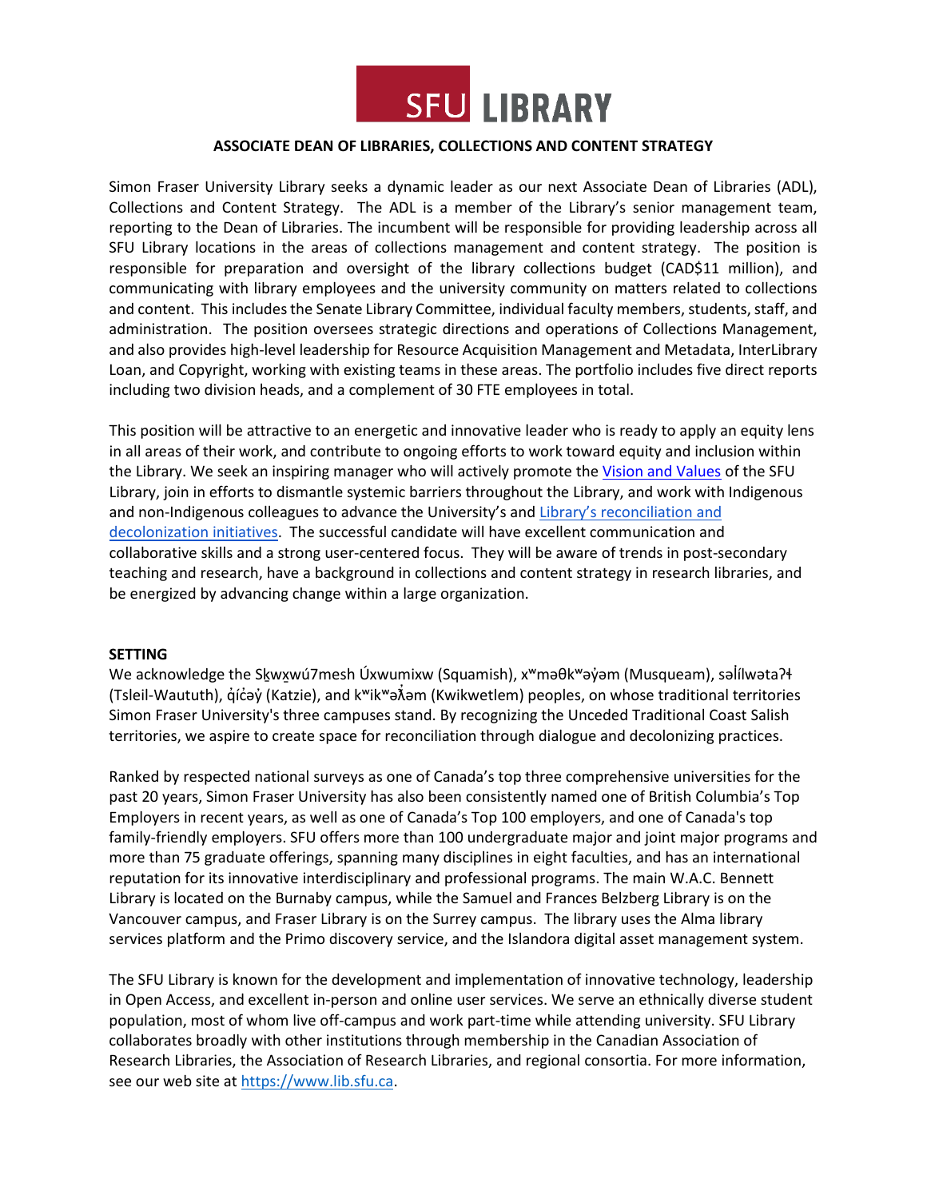# SFU LIBRARY

## ASSOCIATE DEAN OF LIBRARIES, COLLECTIONS AND CONTENT STRATEGY

Simon Fraser University Library seeks a dynamic leader as our next Associate Dean of Libraries (ADL), Collections and Content Strategy. The ADL is a member of the Library's senior management team, reporting to the Dean of Libraries. The incumbent will be responsible for providing leadership across all SFU Library locations in the areas of collections management and content strategy. The position is responsible for preparation and oversight of the library collections budget (CAD$11 million), and communicating with library employees and the university community on matters related to collections and content. This includes the Senate Library Committee, individual faculty members, students, staff, and administration. The position oversees strategic directions and operations of Collections Management, and also provides high-level leadership for Resource Acquisition Management and Metadata, InterLibrary Loan, and Copyright, working with existing teams in these areas. The portfolio includes five direct reports including two division heads, and a complement of 30 FTE employees in total.

This position will be attractive to an energetic and innovative leader who is ready to apply an equity lens in all areas of their work, and contribute to ongoing efforts to work toward equity and inclusion within the Library. We seek an inspiring manager who will actively promote the Vision and Values of the SFU Library, join in efforts to dismantle systemic barriers throughout the Library, and work with Indigenous and non-Indigenous colleagues to advance the University's and Library's reconciliation and decolonization initiatives. The successful candidate will have excellent communication and collaborative skills and a strong user-centered focus. They will be aware of trends in post-secondary teaching and research, have a background in collections and content strategy in research libraries, and be energized by advancing change within a large organization.

**SETTING**

We acknowledge the Sḵwx̱wú7mesh Úxwumixw (Squamish), xʷməθkʷəy̓əm (Musqueam), səl̓ílwətaʔɬ (Tsleil-Waututh), q̓íc̓əy̓ (Katzie), and kʷikʷəƛ̓əm (Kwikwetlem) peoples, on whose traditional territories Simon Fraser University's three campuses stand. By recognizing the Unceded Traditional Coast Salish territories, we aspire to create space for reconciliation through dialogue and decolonizing practices.

Ranked by respected national surveys as one of Canada's top three comprehensive universities for the past 20 years, Simon Fraser University has also been consistently named one of British Columbia's Top Employers in recent years, as well as one of Canada's Top 100 employers, and one of Canada's top family-friendly employers. SFU offers more than 100 undergraduate major and joint major programs and more than 75 graduate offerings, spanning many disciplines in eight faculties, and has an international reputation for its innovative interdisciplinary and professional programs. The main W.A.C. Bennett Library is located on the Burnaby campus, while the Samuel and Frances Belzberg Library is on the Vancouver campus, and Fraser Library is on the Surrey campus. The library uses the Alma library services platform and the Primo discovery service, and the Islandora digital asset management system.

The SFU Library is known for the development and implementation of innovative technology, leadership in Open Access, and excellent in-person and online user services. We serve an ethnically diverse student population, most of whom live off-campus and work part-time while attending university. SFU Library collaborates broadly with other institutions through membership in the Canadian Association of Research Libraries, the Association of Research Libraries, and regional consortia. For more information, see our web site at https://www.lib.sfu.ca.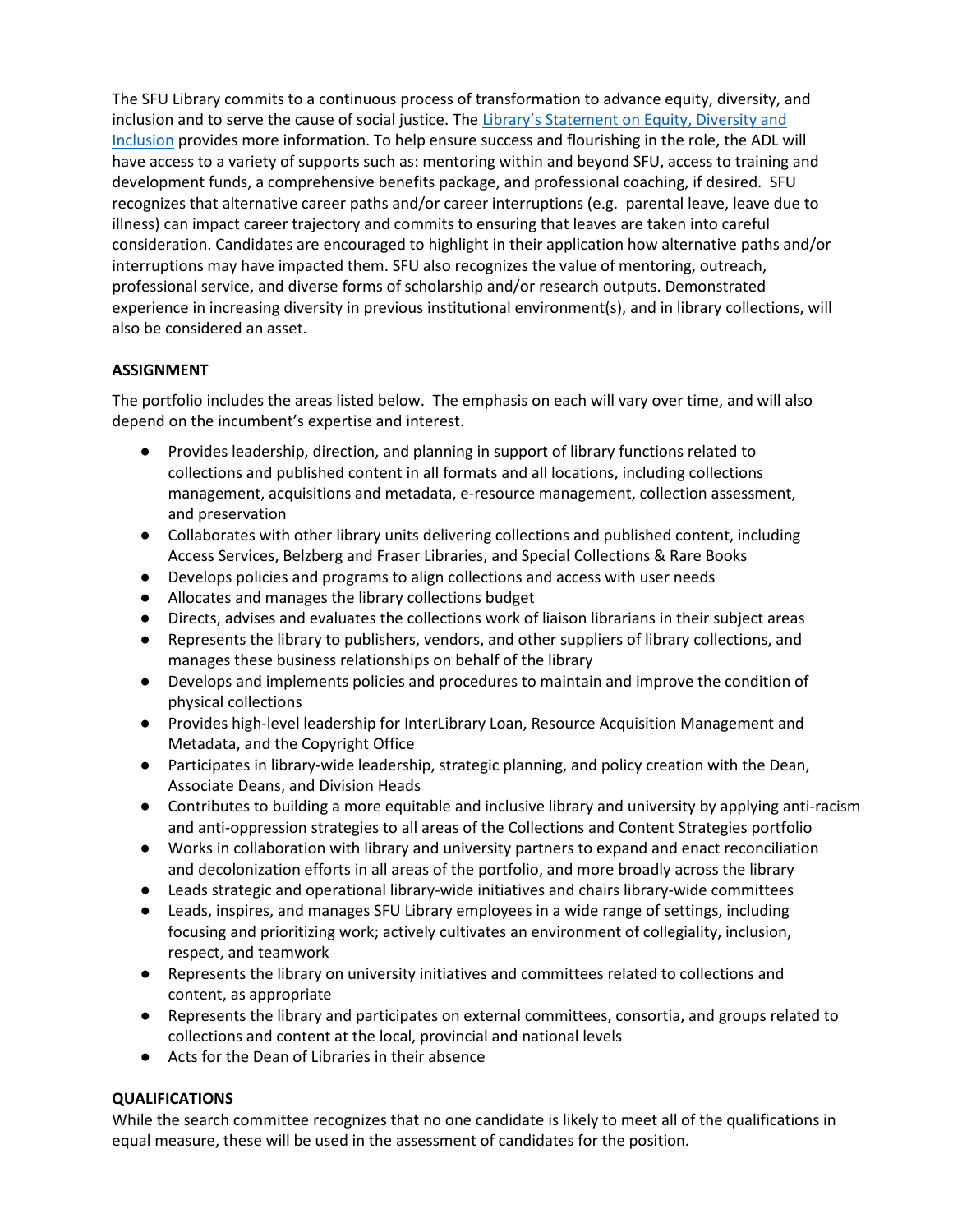The SFU Library commits to a continuous process of transformation to advance equity, diversity, and inclusion and to serve the cause of social justice. The [Library's Statement on Equity, Diversity and Inclusion](#) provides more information. To help ensure success and flourishing in the role, the ADL will have access to a variety of supports such as: mentoring within and beyond SFU, access to training and development funds, a comprehensive benefits package, and professional coaching, if desired. SFU recognizes that alternative career paths and/or career interruptions (e.g. parental leave, leave due to illness) can impact career trajectory and commits to ensuring that leaves are taken into careful consideration. Candidates are encouraged to highlight in their application how alternative paths and/or interruptions may have impacted them. SFU also recognizes the value of mentoring, outreach, professional service, and diverse forms of scholarship and/or research outputs. Demonstrated experience in increasing diversity in previous institutional environment(s), and in library collections, will also be considered an asset.

**ASSIGNMENT**

The portfolio includes the areas listed below. The emphasis on each will vary over time, and will also depend on the incumbent's expertise and interest.

- Provides leadership, direction, and planning in support of library functions related to collections and published content in all formats and all locations, including collections management, acquisitions and metadata, e-resource management, collection assessment, and preservation
- Collaborates with other library units delivering collections and published content, including Access Services, Belzberg and Fraser Libraries, and Special Collections & Rare Books
- Develops policies and programs to align collections and access with user needs
- Allocates and manages the library collections budget
- Directs, advises and evaluates the collections work of liaison librarians in their subject areas
- Represents the library to publishers, vendors, and other suppliers of library collections, and manages these business relationships on behalf of the library
- Develops and implements policies and procedures to maintain and improve the condition of physical collections
- Provides high-level leadership for InterLibrary Loan, Resource Acquisition Management and Metadata, and the Copyright Office
- Participates in library-wide leadership, strategic planning, and policy creation with the Dean, Associate Deans, and Division Heads
- Contributes to building a more equitable and inclusive library and university by applying anti-racism and anti-oppression strategies to all areas of the Collections and Content Strategies portfolio
- Works in collaboration with library and university partners to expand and enact reconciliation and decolonization efforts in all areas of the portfolio, and more broadly across the library
- Leads strategic and operational library-wide initiatives and chairs library-wide committees
- Leads, inspires, and manages SFU Library employees in a wide range of settings, including focusing and prioritizing work; actively cultivates an environment of collegiality, inclusion, respect, and teamwork
- Represents the library on university initiatives and committees related to collections and content, as appropriate
- Represents the library and participates on external committees, consortia, and groups related to collections and content at the local, provincial and national levels
- Acts for the Dean of Libraries in their absence

**QUALIFICATIONS**

While the search committee recognizes that no one candidate is likely to meet all of the qualifications in equal measure, these will be used in the assessment of candidates for the position.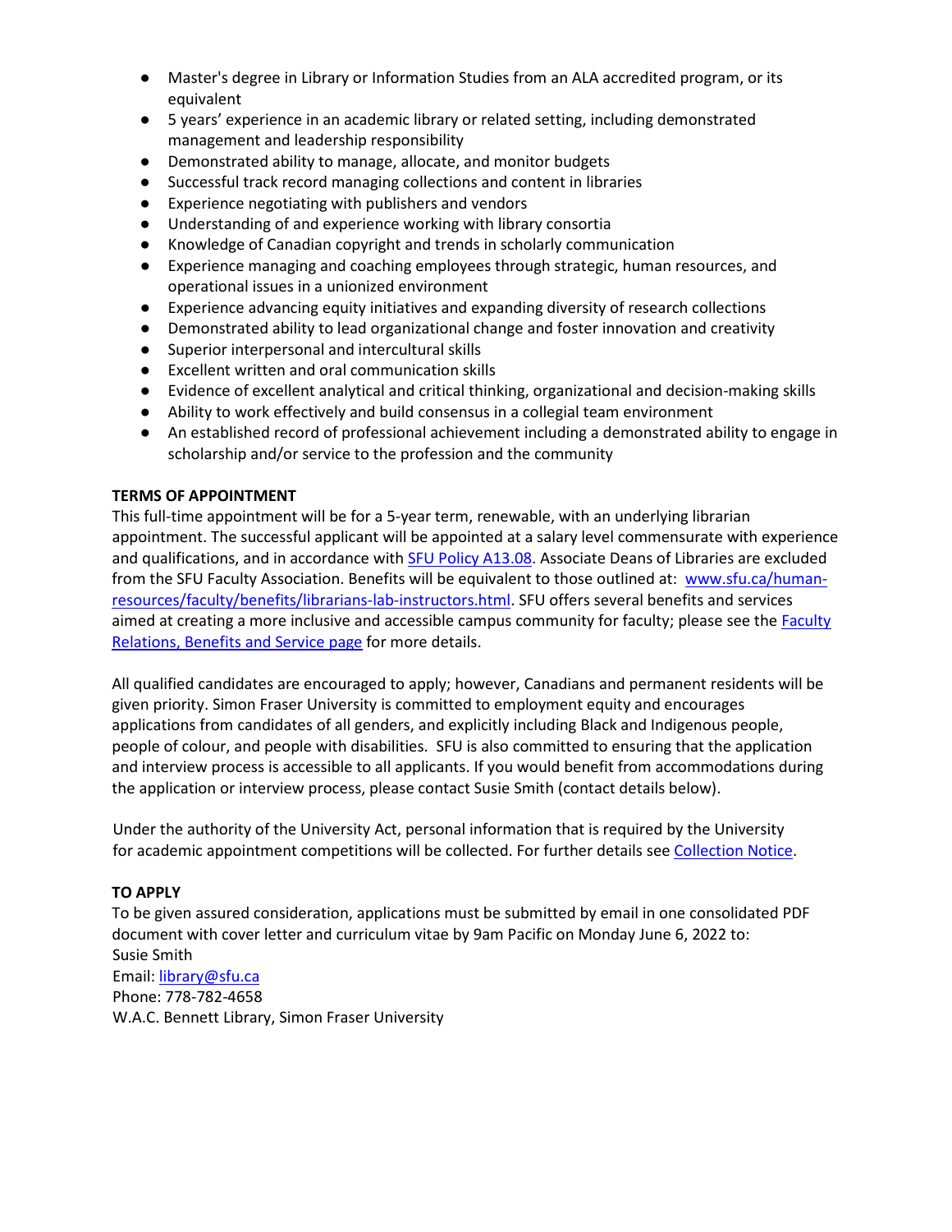- Master's degree in Library or Information Studies from an ALA accredited program, or its equivalent
- 5 years' experience in an academic library or related setting, including demonstrated management and leadership responsibility
- Demonstrated ability to manage, allocate, and monitor budgets
- Successful track record managing collections and content in libraries
- Experience negotiating with publishers and vendors
- Understanding of and experience working with library consortia
- Knowledge of Canadian copyright and trends in scholarly communication
- Experience managing and coaching employees through strategic, human resources, and operational issues in a unionized environment
- Experience advancing equity initiatives and expanding diversity of research collections
- Demonstrated ability to lead organizational change and foster innovation and creativity
- Superior interpersonal and intercultural skills
- Excellent written and oral communication skills
- Evidence of excellent analytical and critical thinking, organizational and decision-making skills
- Ability to work effectively and build consensus in a collegial team environment
- An established record of professional achievement including a demonstrated ability to engage in scholarship and/or service to the profession and the community

**TERMS OF APPOINTMENT**

This full-time appointment will be for a 5-year term, renewable, with an underlying librarian appointment. The successful applicant will be appointed at a salary level commensurate with experience and qualifications, and in accordance with SFU Policy A13.08. Associate Deans of Libraries are excluded from the SFU Faculty Association. Benefits will be equivalent to those outlined at: www.sfu.ca/human-resources/faculty/benefits/librarians-lab-instructors.html. SFU offers several benefits and services aimed at creating a more inclusive and accessible campus community for faculty; please see the Faculty Relations, Benefits and Service page for more details.

All qualified candidates are encouraged to apply; however, Canadians and permanent residents will be given priority. Simon Fraser University is committed to employment equity and encourages applications from candidates of all genders, and explicitly including Black and Indigenous people, people of colour, and people with disabilities. SFU is also committed to ensuring that the application and interview process is accessible to all applicants. If you would benefit from accommodations during the application or interview process, please contact Susie Smith (contact details below).

Under the authority of the University Act, personal information that is required by the University for academic appointment competitions will be collected. For further details see Collection Notice.

**TO APPLY**

To be given assured consideration, applications must be submitted by email in one consolidated PDF document with cover letter and curriculum vitae by 9am Pacific on Monday June 6, 2022 to:
Susie Smith
Email: library@sfu.ca
Phone: 778-782-4658
W.A.C. Bennett Library, Simon Fraser University